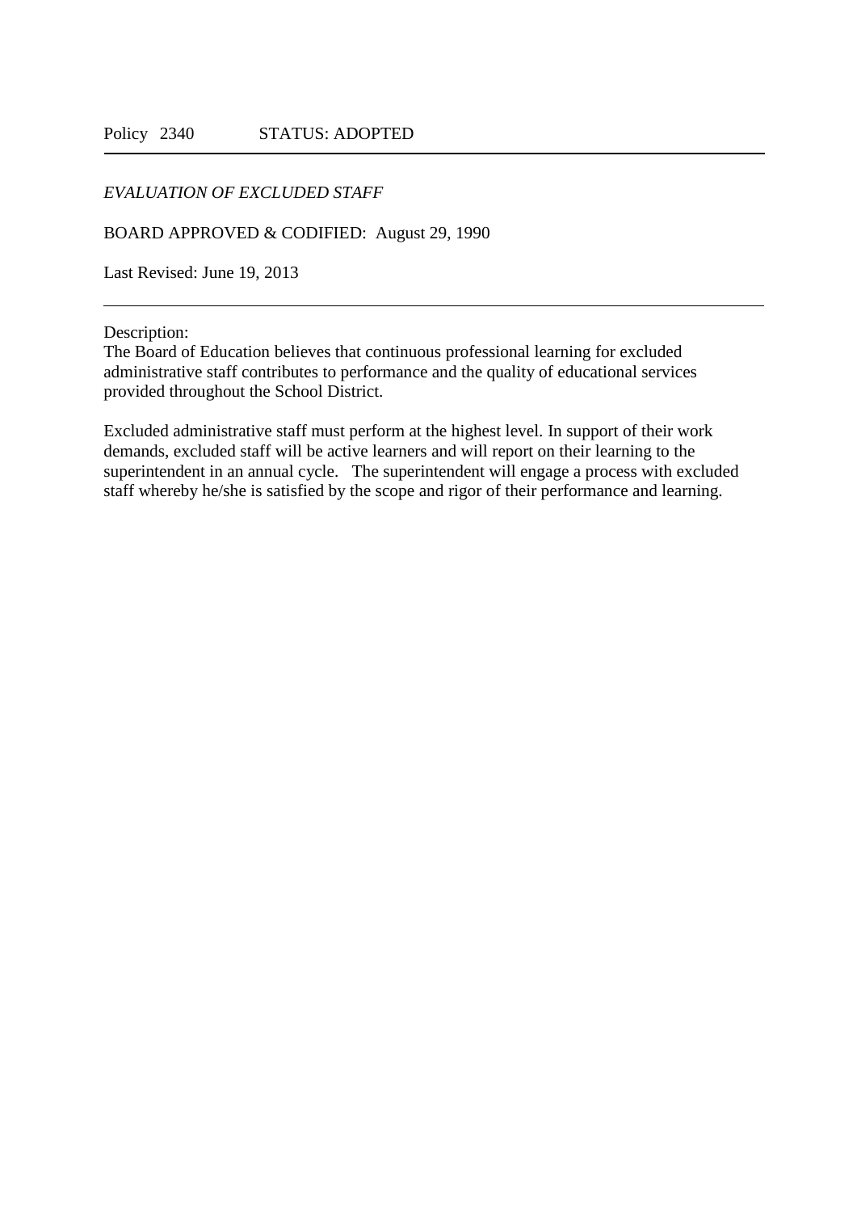Policy 2340 STATUS: ADOPTED

---

*EVALUATION OF EXCLUDED STAFF*

BOARD APPROVED & CODIFIED: August 29, 1990

Last Revised: June 19, 2013

---

Description:
The Board of Education believes that continuous professional learning for excluded administrative staff contributes to performance and the quality of educational services provided throughout the School District.

Excluded administrative staff must perform at the highest level. In support of their work demands, excluded staff will be active learners and will report on their learning to the superintendent in an annual cycle. The superintendent will engage a process with excluded staff whereby he/she is satisfied by the scope and rigor of their performance and learning.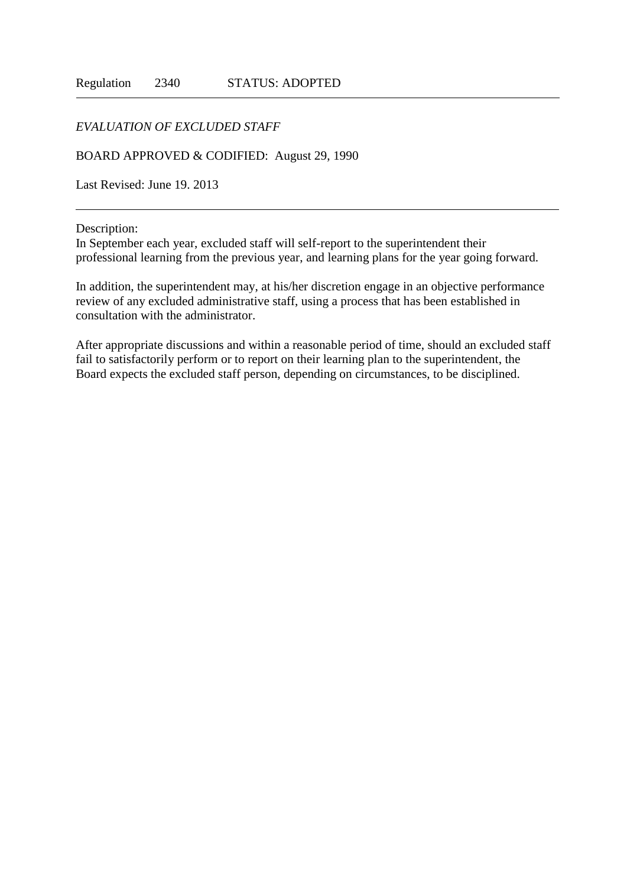Regulation 2340 STATUS: ADOPTED

---

*EVALUATION OF EXCLUDED STAFF*

BOARD APPROVED & CODIFIED: August 29, 1990

Last Revised: June 19. 2013

---

Description:
In September each year, excluded staff will self-report to the superintendent their professional learning from the previous year, and learning plans for the year going forward.

In addition, the superintendent may, at his/her discretion engage in an objective performance review of any excluded administrative staff, using a process that has been established in consultation with the administrator.

After appropriate discussions and within a reasonable period of time, should an excluded staff fail to satisfactorily perform or to report on their learning plan to the superintendent, the Board expects the excluded staff person, depending on circumstances, to be disciplined.